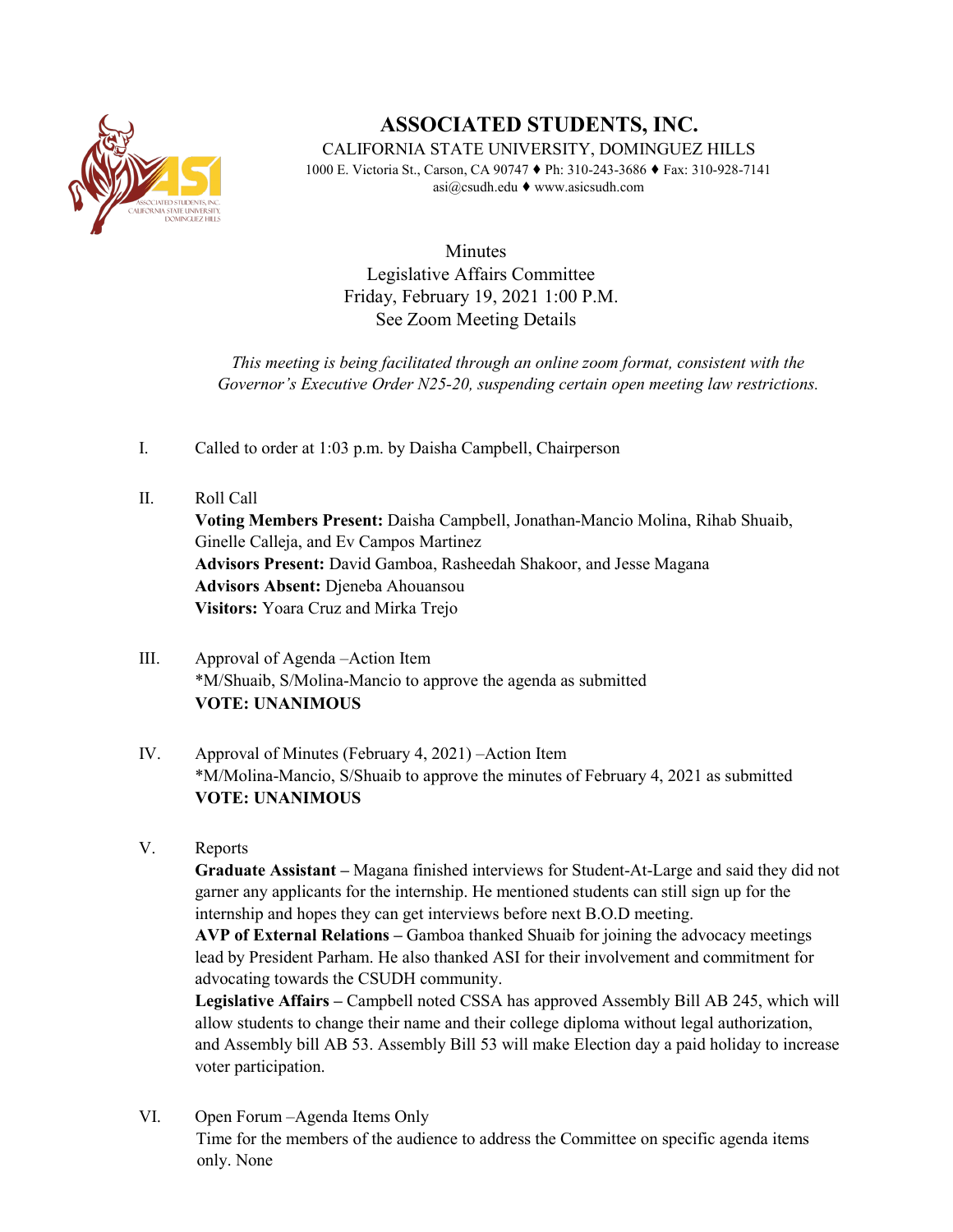# ASSOCIATED STUDENTS, INC.

CALIFORNIA STATE UNIVERSITY, DOMINGUEZ HILLS

1000 E. Victoria St., Carson, CA 90747 ♦ Ph: 310-243-3686 ♦ Fax: 310-928-7141

asi@csudh.edu ♦ www.asicsudh.com

Minutes

Legislative Affairs Committee

Friday, February 19, 2021 1:00 P.M.

See Zoom Meeting Details

*This meeting is being facilitated through an online zoom format, consistent with the Governor's Executive Order N25-20, suspending certain open meeting law restrictions.*

I. Called to order at 1:03 p.m. by Daisha Campbell, Chairperson

II. Roll Call

**Voting Members Present:** Daisha Campbell, Jonathan-Mancio Molina, Rihab Shuaib, Ginelle Calleja, and Ev Campos Martinez

**Advisors Present:** David Gamboa, Rasheedah Shakoor, and Jesse Magana

**Advisors Absent:** Djeneba Ahouansou

**Visitors:** Yoara Cruz and Mirka Trejo

III. Approval of Agenda –Action Item

*M/Shuaib, S/Molina-Mancio to approve the agenda as submitted

**VOTE: UNANIMOUS**

IV. Approval of Minutes (February 4, 2021) –Action Item

*M/Molina-Mancio, S/Shuaib to approve the minutes of February 4, 2021 as submitted

**VOTE: UNANIMOUS**

V. Reports

**Graduate Assistant –** Magana finished interviews for Student-At-Large and said they did not garner any applicants for the internship. He mentioned students can still sign up for the internship and hopes they can get interviews before next B.O.D meeting.

**AVP of External Relations –** Gamboa thanked Shuaib for joining the advocacy meetings lead by President Parham. He also thanked ASI for their involvement and commitment for advocating towards the CSUDH community.

**Legislative Affairs –** Campbell noted CSSA has approved Assembly Bill AB 245, which will allow students to change their name and their college diploma without legal authorization, and Assembly bill AB 53. Assembly Bill 53 will make Election day a paid holiday to increase voter participation.

VI. Open Forum –Agenda Items Only

Time for the members of the audience to address the Committee on specific agenda items only. None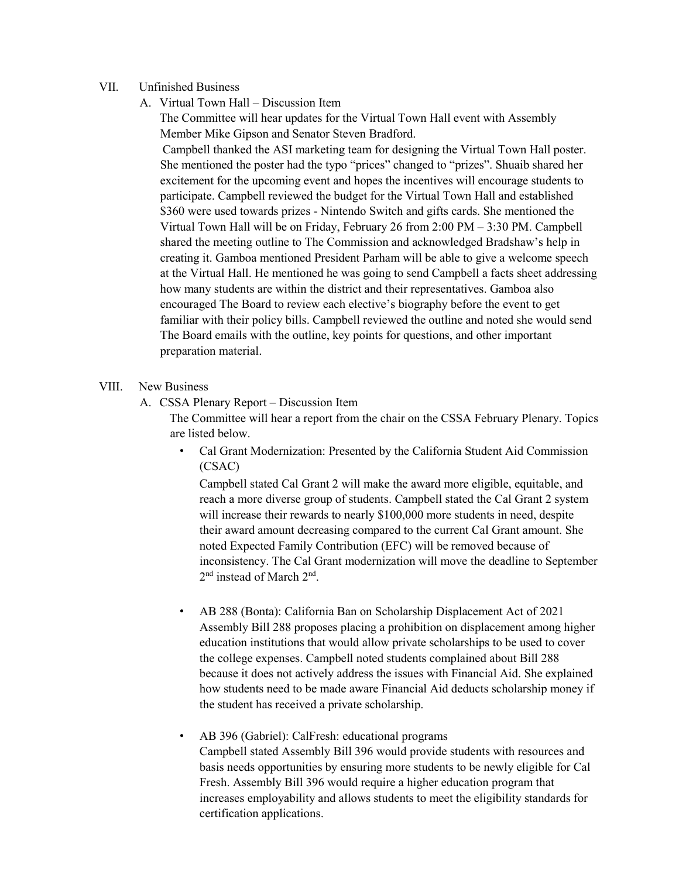VII. Unfinished Business

A. Virtual Town Hall – Discussion Item

The Committee will hear updates for the Virtual Town Hall event with Assembly Member Mike Gipson and Senator Steven Bradford.

Campbell thanked the ASI marketing team for designing the Virtual Town Hall poster. She mentioned the poster had the typo "prices" changed to "prizes". Shuaib shared her excitement for the upcoming event and hopes the incentives will encourage students to participate. Campbell reviewed the budget for the Virtual Town Hall and established $360 were used towards prizes - Nintendo Switch and gifts cards. She mentioned the Virtual Town Hall will be on Friday, February 26 from 2:00 PM – 3:30 PM. Campbell shared the meeting outline to The Commission and acknowledged Bradshaw's help in creating it. Gamboa mentioned President Parham will be able to give a welcome speech at the Virtual Hall. He mentioned he was going to send Campbell a facts sheet addressing how many students are within the district and their representatives. Gamboa also encouraged The Board to review each elective's biography before the event to get familiar with their policy bills. Campbell reviewed the outline and noted she would send The Board emails with the outline, key points for questions, and other important preparation material.

VIII. New Business

A. CSSA Plenary Report – Discussion Item

The Committee will hear a report from the chair on the CSSA February Plenary. Topics are listed below.

- Cal Grant Modernization: Presented by the California Student Aid Commission (CSAC)

  Campbell stated Cal Grant 2 will make the award more eligible, equitable, and reach a more diverse group of students. Campbell stated the Cal Grant 2 system will increase their rewards to nearly $100,000 more students in need, despite their award amount decreasing compared to the current Cal Grant amount. She noted Expected Family Contribution (EFC) will be removed because of inconsistency. The Cal Grant modernization will move the deadline to September 2nd instead of March 2nd.

- AB 288 (Bonta): California Ban on Scholarship Displacement Act of 2021

  Assembly Bill 288 proposes placing a prohibition on displacement among higher education institutions that would allow private scholarships to be used to cover the college expenses. Campbell noted students complained about Bill 288 because it does not actively address the issues with Financial Aid. She explained how students need to be made aware Financial Aid deducts scholarship money if the student has received a private scholarship.

- AB 396 (Gabriel): CalFresh: educational programs

  Campbell stated Assembly Bill 396 would provide students with resources and basis needs opportunities by ensuring more students to be newly eligible for Cal Fresh. Assembly Bill 396 would require a higher education program that increases employability and allows students to meet the eligibility standards for certification applications.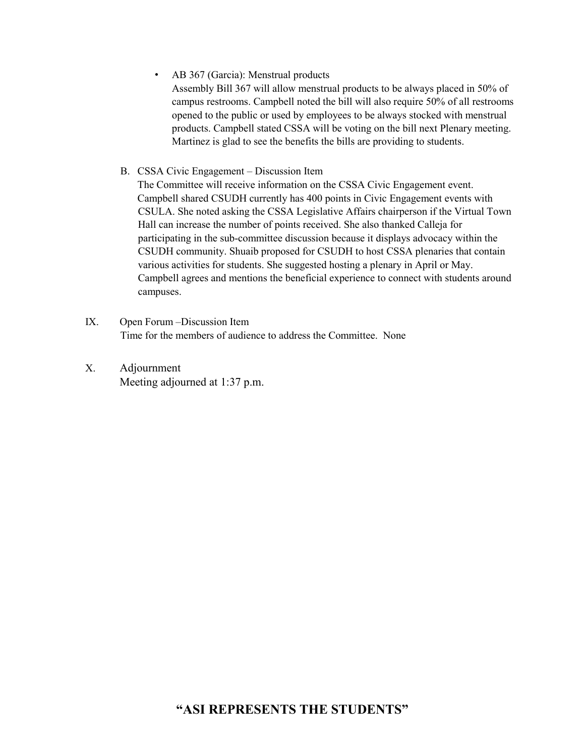- AB 367 (Garcia): Menstrual products
  Assembly Bill 367 will allow menstrual products to be always placed in 50% of campus restrooms. Campbell noted the bill will also require 50% of all restrooms opened to the public or used by employees to be always stocked with menstrual products. Campbell stated CSSA will be voting on the bill next Plenary meeting. Martinez is glad to see the benefits the bills are providing to students.

B. CSSA Civic Engagement – Discussion Item
The Committee will receive information on the CSSA Civic Engagement event. Campbell shared CSUDH currently has 400 points in Civic Engagement events with CSULA. She noted asking the CSSA Legislative Affairs chairperson if the Virtual Town Hall can increase the number of points received. She also thanked Calleja for participating in the sub-committee discussion because it displays advocacy within the CSUDH community. Shuaib proposed for CSUDH to host CSSA plenaries that contain various activities for students. She suggested hosting a plenary in April or May. Campbell agrees and mentions the beneficial experience to connect with students around campuses.

IX. Open Forum –Discussion Item
Time for the members of audience to address the Committee. None

X. Adjournment
Meeting adjourned at 1:37 p.m.

**"ASI REPRESENTS THE STUDENTS"**